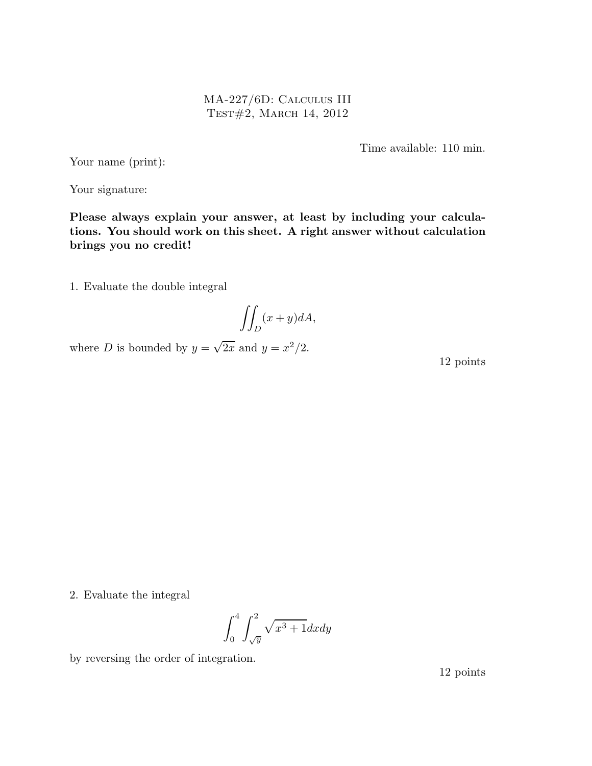# MA-227/6D: Calculus III
## Test#2, March 14, 2012

Time available: 110 min.

Your name (print):

Your signature:

**Please always explain your answer, at least by including your calculations. You should work on this sheet. A right answer without calculation brings you no credit!**

1. Evaluate the double integral

$$\iint_D (x+y)dA,$$

where $D$ is bounded by $y = \sqrt{2x}$ and $y = x^2/2$.

12 points

2. Evaluate the integral

$$\int_0^4 \int_{\sqrt{y}}^2 \sqrt{x^3+1}dxdy$$

by reversing the order of integration.

12 points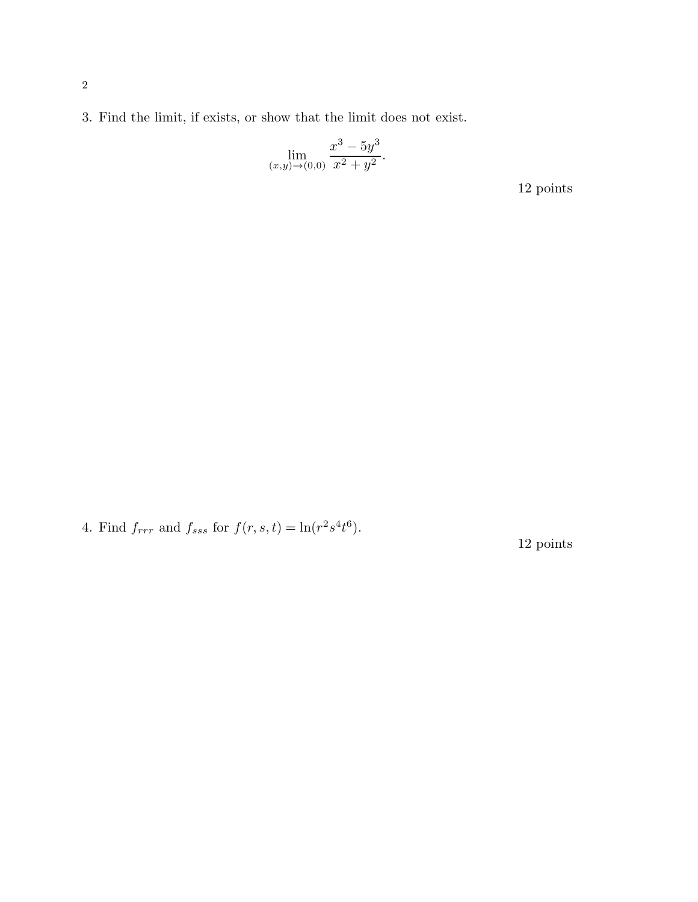3. Find the limit, if exists, or show that the limit does not exist.

$$\lim_{(x,y)\to(0,0)} \frac{x^3 - 5y^3}{x^2 + y^2}.$$

12 points

4. Find $f_{rrr}$ and $f_{sss}$ for $f(r, s, t) = \ln(r^2 s^4 t^6)$.

12 points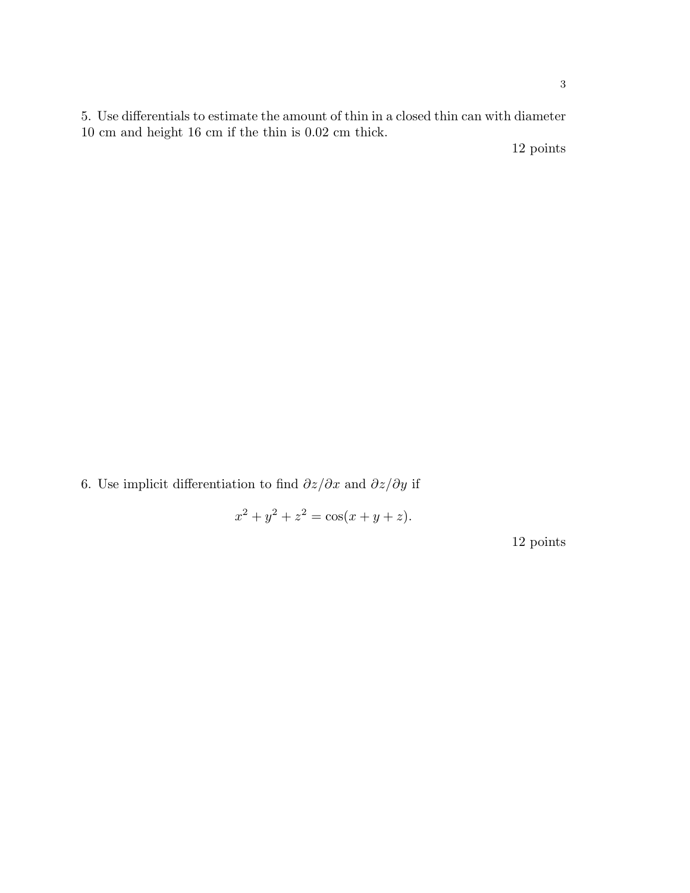5. Use differentials to estimate the amount of thin in a closed thin can with diameter 10 cm and height 16 cm if the thin is 0.02 cm thick.

12 points

6. Use implicit differentiation to find $\partial z/\partial x$ and $\partial z/\partial y$ if

$$x^2 + y^2 + z^2 = \cos(x + y + z).$$

12 points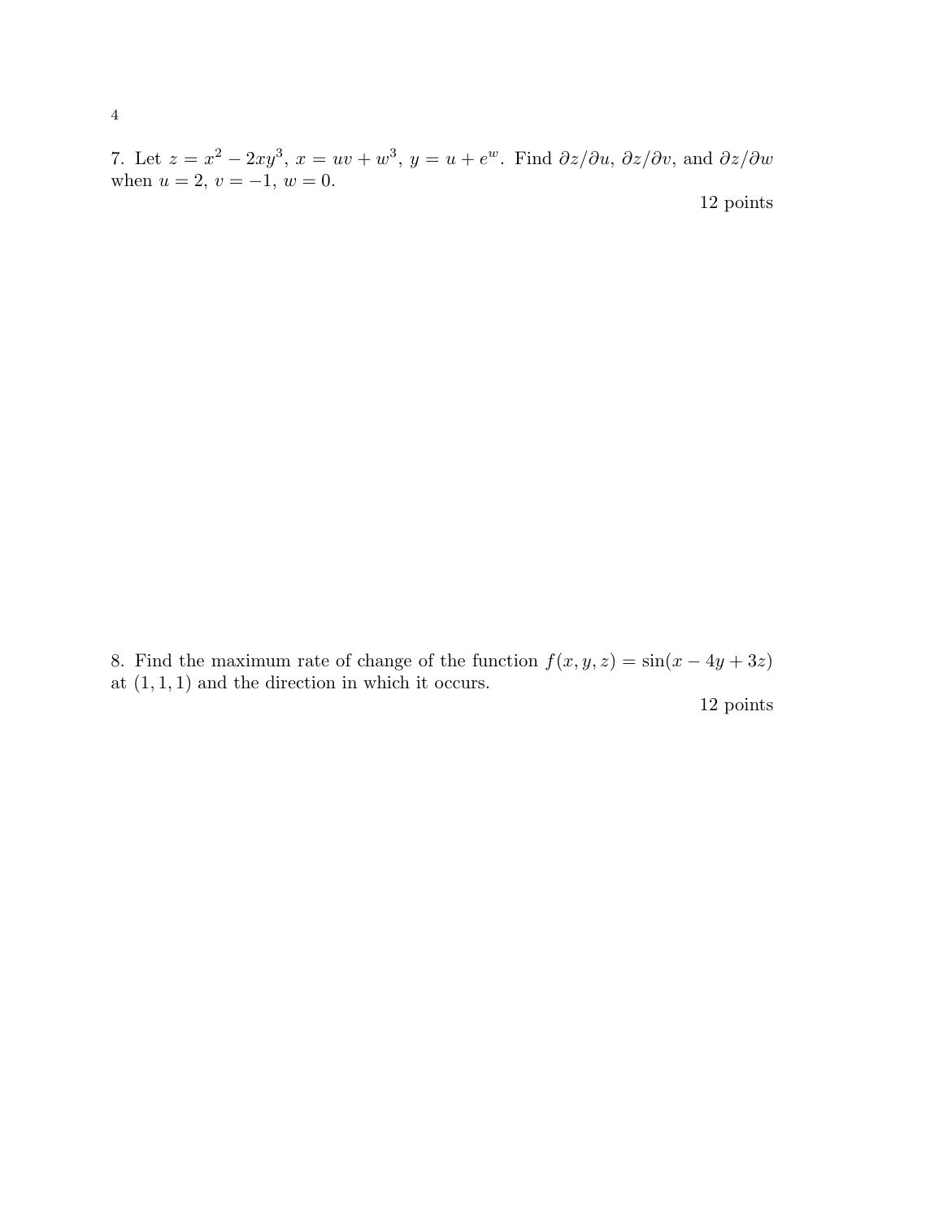7. Let $z = x^2 - 2xy^3$, $x = uv + w^3$, $y = u + e^w$. Find $\partial z/\partial u$, $\partial z/\partial v$, and $\partial z/\partial w$ when $u = 2$, $v = -1$, $w = 0$.

12 points

8. Find the maximum rate of change of the function $f(x, y, z) = \sin(x - 4y + 3z)$ at $(1, 1, 1)$ and the direction in which it occurs.

12 points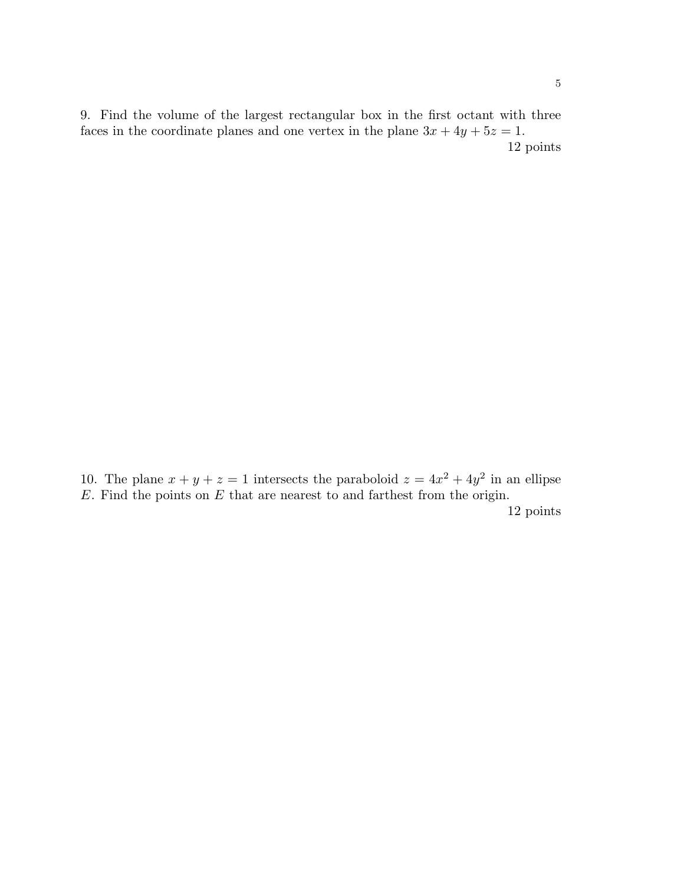9. Find the volume of the largest rectangular box in the first octant with three faces in the coordinate planes and one vertex in the plane $3x + 4y + 5z = 1$.

12 points

10. The plane $x + y + z = 1$ intersects the paraboloid $z = 4x^2 + 4y^2$ in an ellipse $E$. Find the points on $E$ that are nearest to and farthest from the origin.

12 points